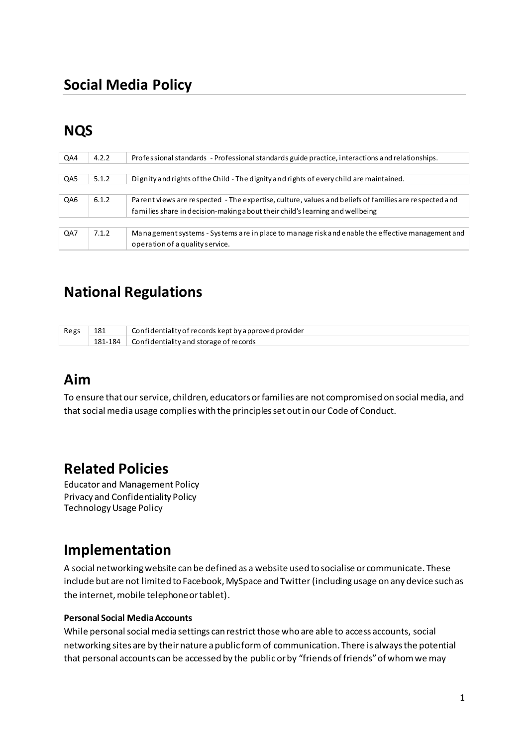# Social Media Policy

## NQS

| | | |
|---|---|---|
| QA4 | 4.2.2 | Professional standards - Professional standards guide practice, interactions and relationships. |
| QA5 | 5.1.2 | Dignity and rights of the Child - The dignity and rights of every child are maintained. |
| QA6 | 6.1.2 | Parent views are respected - The expertise, culture, values and beliefs of families are respected and families share in decision-making about their child's learning and wellbeing |
| QA7 | 7.1.2 | Management systems - Systems are in place to manage risk and enable the effective management and operation of a quality service. |

## National Regulations

| | | |
|---|---|---|
| Regs | 181 | Confidentiality of records kept by approved provider |
| | 181-184 | Confidentiality and storage of records |

## Aim

To ensure that our service, children, educators or families are not compromised on social media, and that social media usage complies with the principles set out in our Code of Conduct.

## Related Policies

Educator and Management Policy
Privacy and Confidentiality Policy
Technology Usage Policy

## Implementation

A social networking website can be defined as a website used to socialise or communicate. These include but are not limited to Facebook, MySpace and Twitter (including usage on any device such as the internet, mobile telephone or tablet).

**Personal Social Media Accounts**

While personal social media settings can restrict those who are able to access accounts, social networking sites are by their nature a public form of communication. There is always the potential that personal accounts can be accessed by the public or by "friends of friends" of whom we may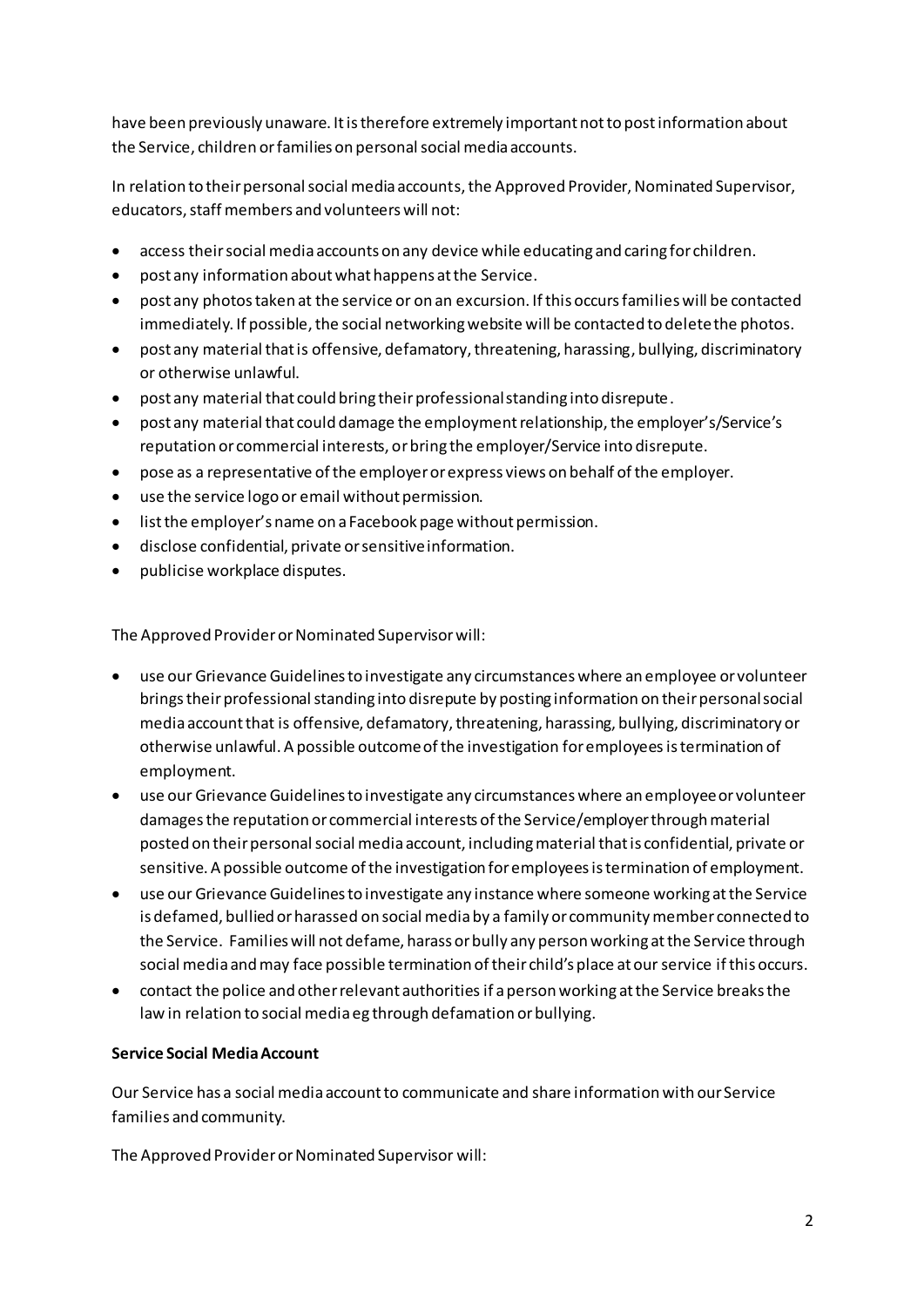have been previously unaware. It is therefore extremely important not to post information about the Service, children or families on personal social media accounts.

In relation to their personal social media accounts, the Approved Provider, Nominated Supervisor, educators, staff members and volunteers will not:

- access their social media accounts on any device while educating and caring for children.
- post any information about what happens at the Service.
- post any photos taken at the service or on an excursion. If this occurs families will be contacted immediately. If possible, the social networking website will be contacted to delete the photos.
- post any material that is offensive, defamatory, threatening, harassing, bullying, discriminatory or otherwise unlawful.
- post any material that could bring their professional standing into disrepute.
- post any material that could damage the employment relationship, the employer's/Service's reputation or commercial interests, or bring the employer/Service into disrepute.
- pose as a representative of the employer or express views on behalf of the employer.
- use the service logo or email without permission.
- list the employer's name on a Facebook page without permission.
- disclose confidential, private or sensitive information.
- publicise workplace disputes.

The Approved Provider or Nominated Supervisor will:

- use our Grievance Guidelines to investigate any circumstances where an employee or volunteer brings their professional standing into disrepute by posting information on their personal social media account that is offensive, defamatory, threatening, harassing, bullying, discriminatory or otherwise unlawful. A possible outcome of the investigation for employees is termination of employment.
- use our Grievance Guidelines to investigate any circumstances where an employee or volunteer damages the reputation or commercial interests of the Service/employer through material posted on their personal social media account, including material that is confidential, private or sensitive. A possible outcome of the investigation for employees is termination of employment.
- use our Grievance Guidelines to investigate any instance where someone working at the Service is defamed, bullied or harassed on social media by a family or community member connected to the Service. Families will not defame, harass or bully any person working at the Service through social media and may face possible termination of their child's place at our service if this occurs.
- contact the police and other relevant authorities if a person working at the Service breaks the law in relation to social media eg through defamation or bullying.

**Service Social Media Account**

Our Service has a social media account to communicate and share information with our Service families and community.

The Approved Provider or Nominated Supervisor will: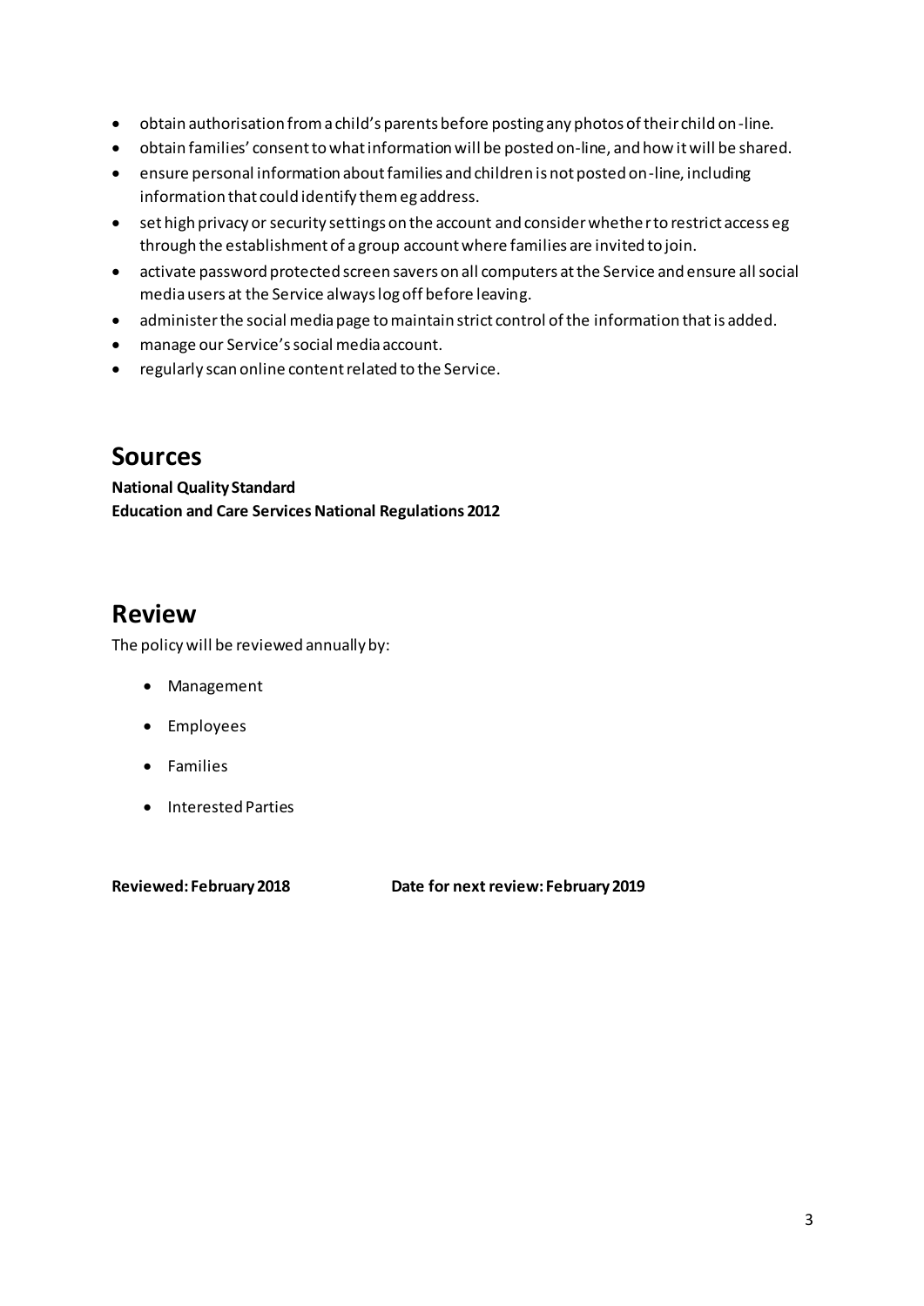- obtain authorisation from a child's parents before posting any photos of their child on-line.
- obtain families' consent to what information will be posted on-line, and how it will be shared.
- ensure personal information about families and children is not posted on-line, including information that could identify them eg address.
- set high privacy or security settings on the account and consider whether to restrict access eg through the establishment of a group account where families are invited to join.
- activate password protected screen savers on all computers at the Service and ensure all social media users at the Service always log off before leaving.
- administer the social media page to maintain strict control of the information that is added.
- manage our Service's social media account.
- regularly scan online content related to the Service.

## Sources

**National Quality Standard**
**Education and Care Services National Regulations 2012**

## Review

The policy will be reviewed annually by:

- Management
- Employees
- Families
- Interested Parties

**Reviewed: February 2018** **Date for next review: February 2019**